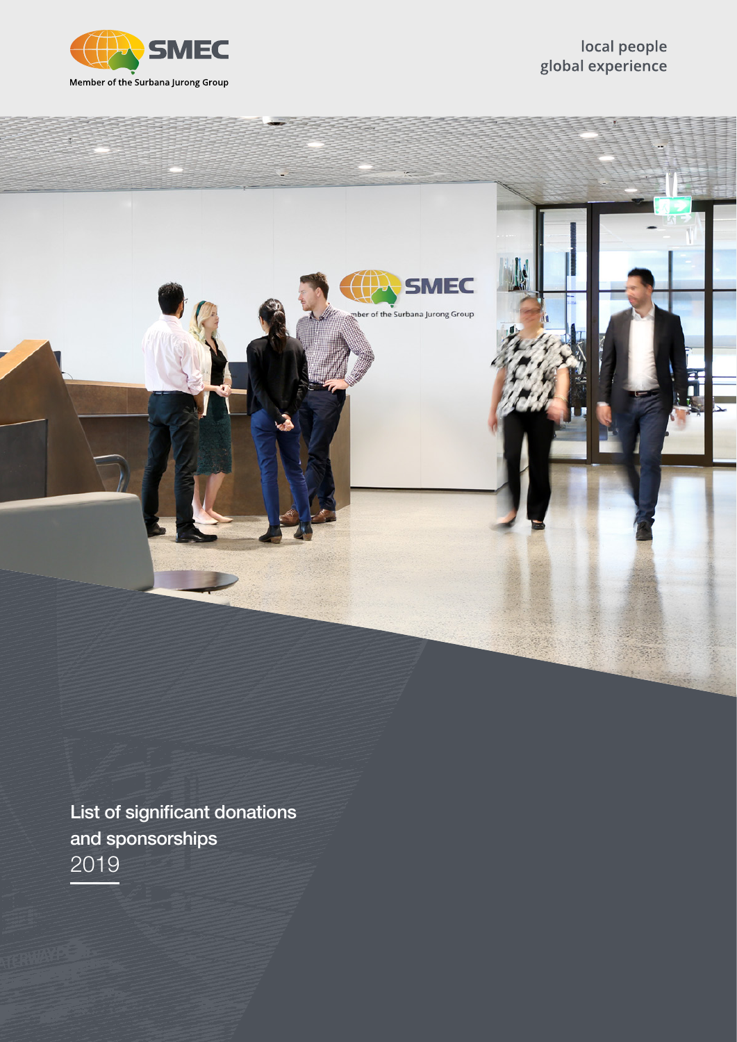SMEC

Member of the Surbana Jurong Group

local people
global experience

# List of significant donations and sponsorships

2019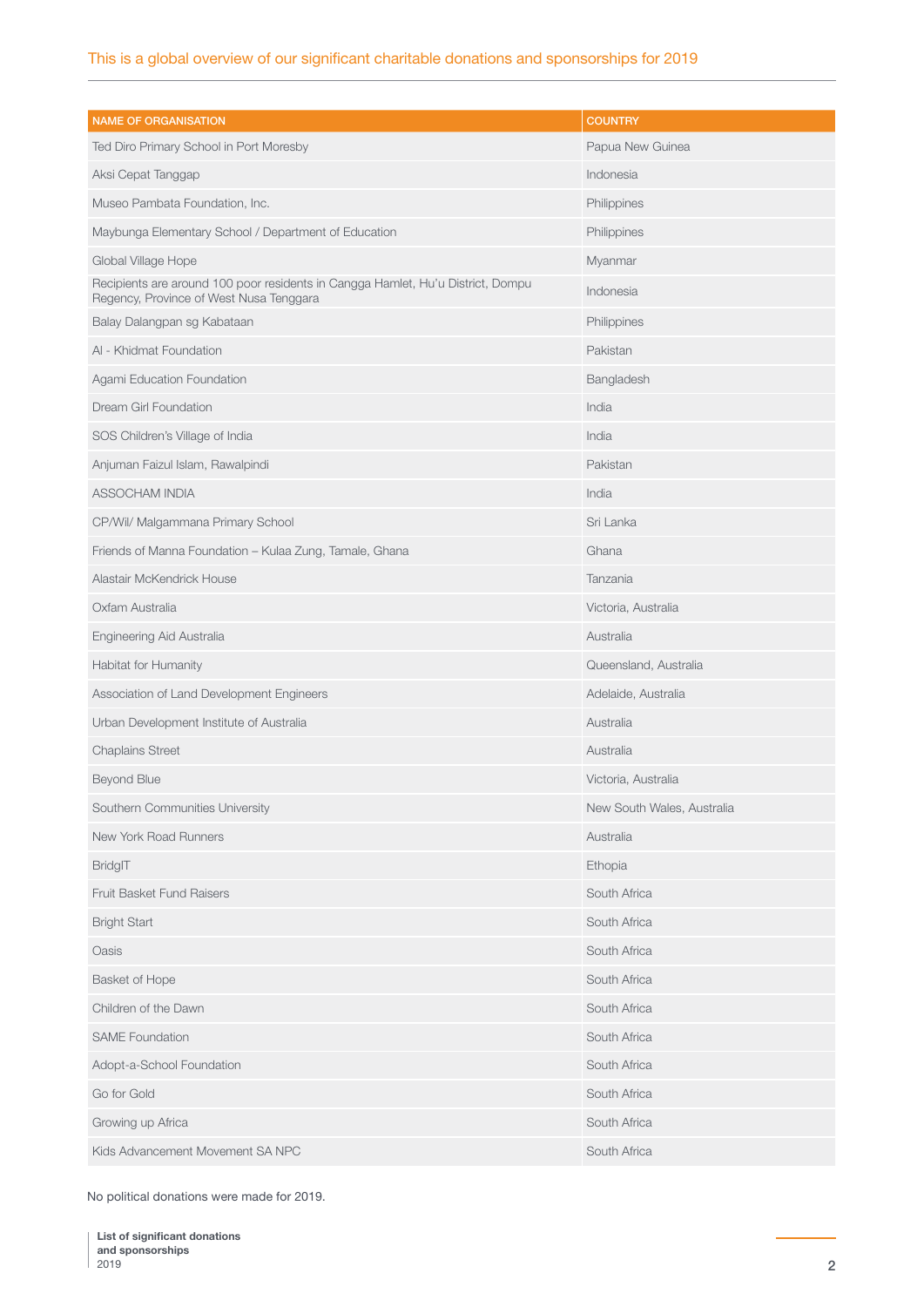This is a global overview of our significant charitable donations and sponsorships for 2019

| NAME OF ORGANISATION | COUNTRY |
|---|---|
| Ted Diro Primary School in Port Moresby | Papua New Guinea |
| Aksi Cepat Tanggap | Indonesia |
| Museo Pambata Foundation, Inc. | Philippines |
| Maybunga Elementary School / Department of Education | Philippines |
| Global Village Hope | Myanmar |
| Recipients are around 100 poor residents in Cangga Hamlet, Hu'u District, Dompu Regency, Province of West Nusa Tenggara | Indonesia |
| Balay Dalangpan sg Kabataan | Philippines |
| Al - Khidmat Foundation | Pakistan |
| Agami Education Foundation | Bangladesh |
| Dream Girl Foundation | India |
| SOS Children's Village of India | India |
| Anjuman Faizul Islam, Rawalpindi | Pakistan |
| ASSOCHAM INDIA | India |
| CP/Wil/ Malgammana Primary School | Sri Lanka |
| Friends of Manna Foundation – Kulaa Zung, Tamale, Ghana | Ghana |
| Alastair McKendrick House | Tanzania |
| Oxfam Australia | Victoria, Australia |
| Engineering Aid Australia | Australia |
| Habitat for Humanity | Queensland, Australia |
| Association of Land Development Engineers | Adelaide, Australia |
| Urban Development Institute of Australia | Australia |
| Chaplains Street | Australia |
| Beyond Blue | Victoria, Australia |
| Southern Communities University | New South Wales, Australia |
| New York Road Runners | Australia |
| BridgIT | Ethopia |
| Fruit Basket Fund Raisers | South Africa |
| Bright Start | South Africa |
| Oasis | South Africa |
| Basket of Hope | South Africa |
| Children of the Dawn | South Africa |
| SAME Foundation | South Africa |
| Adopt-a-School Foundation | South Africa |
| Go for Gold | South Africa |
| Growing up Africa | South Africa |
| Kids Advancement Movement SA NPC | South Africa |

No political donations were made for 2019.